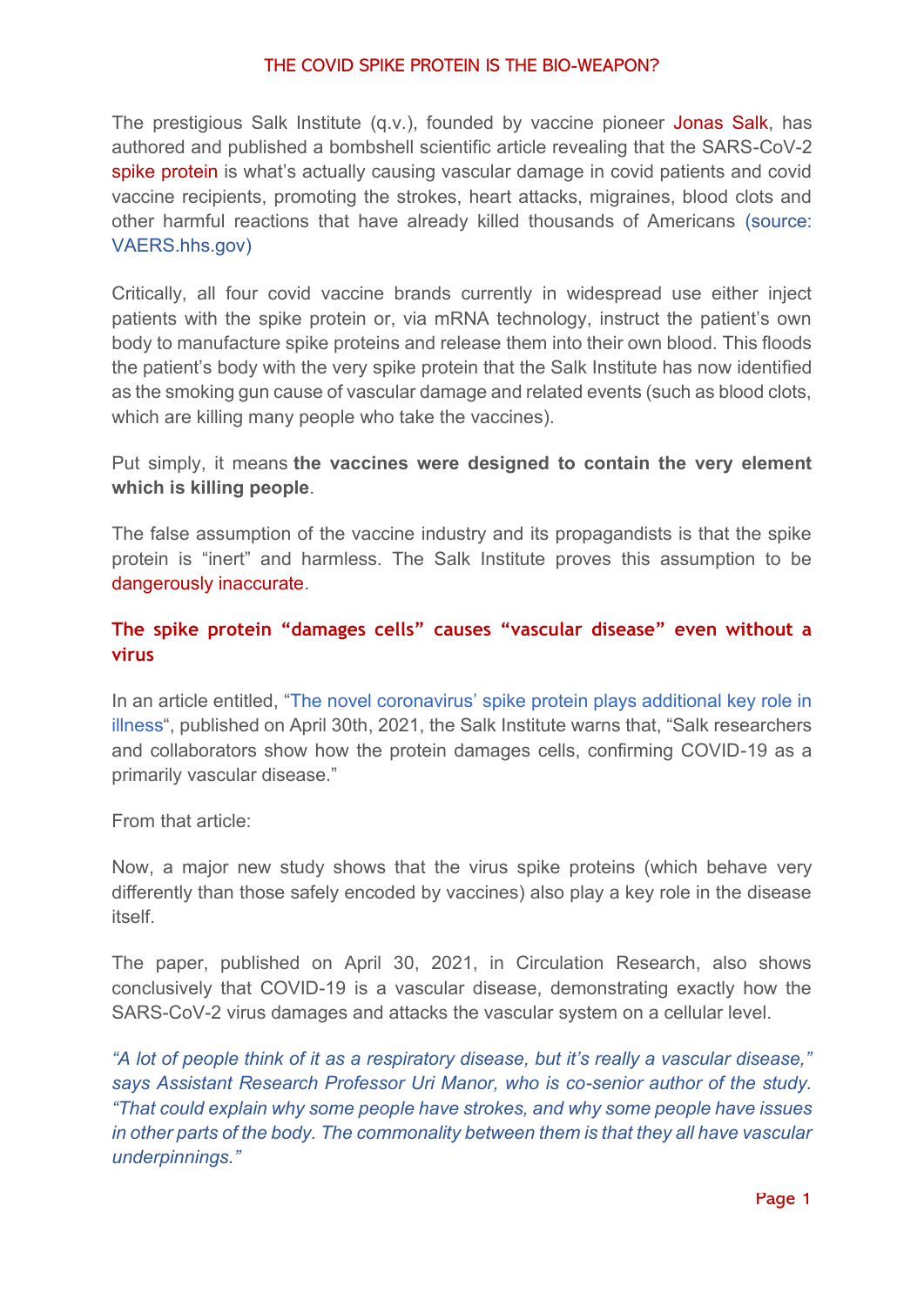# THE COVID SPIKE PROTEIN IS THE BIO-WEAPON?

The prestigious Salk Institute (q.v.), founded by vaccine pioneer Jonas Salk, has authored and published a bombshell scientific article revealing that the SARS-CoV-2 spike protein is what's actually causing vascular damage in covid patients and covid vaccine recipients, promoting the strokes, heart attacks, migraines, blood clots and other harmful reactions that have already killed thousands of Americans (source: VAERS.hhs.gov)

Critically, all four covid vaccine brands currently in widespread use either inject patients with the spike protein or, via mRNA technology, instruct the patient's own body to manufacture spike proteins and release them into their own blood. This floods the patient's body with the very spike protein that the Salk Institute has now identified as the smoking gun cause of vascular damage and related events (such as blood clots, which are killing many people who take the vaccines).

Put simply, it means **the vaccines were designed to contain the very element which is killing people**.

The false assumption of the vaccine industry and its propagandists is that the spike protein is "inert" and harmless. The Salk Institute proves this assumption to be dangerously inaccurate.

## The spike protein "damages cells" causes "vascular disease" even without a virus

In an article entitled, "The novel coronavirus' spike protein plays additional key role in illness", published on April 30th, 2021, the Salk Institute warns that, "Salk researchers and collaborators show how the protein damages cells, confirming COVID-19 as a primarily vascular disease."

From that article:

Now, a major new study shows that the virus spike proteins (which behave very differently than those safely encoded by vaccines) also play a key role in the disease itself.

The paper, published on April 30, 2021, in Circulation Research, also shows conclusively that COVID-19 is a vascular disease, demonstrating exactly how the SARS-CoV-2 virus damages and attacks the vascular system on a cellular level.

*"A lot of people think of it as a respiratory disease, but it's really a vascular disease," says Assistant Research Professor Uri Manor, who is co-senior author of the study. "That could explain why some people have strokes, and why some people have issues in other parts of the body. The commonality between them is that they all have vascular underpinnings."*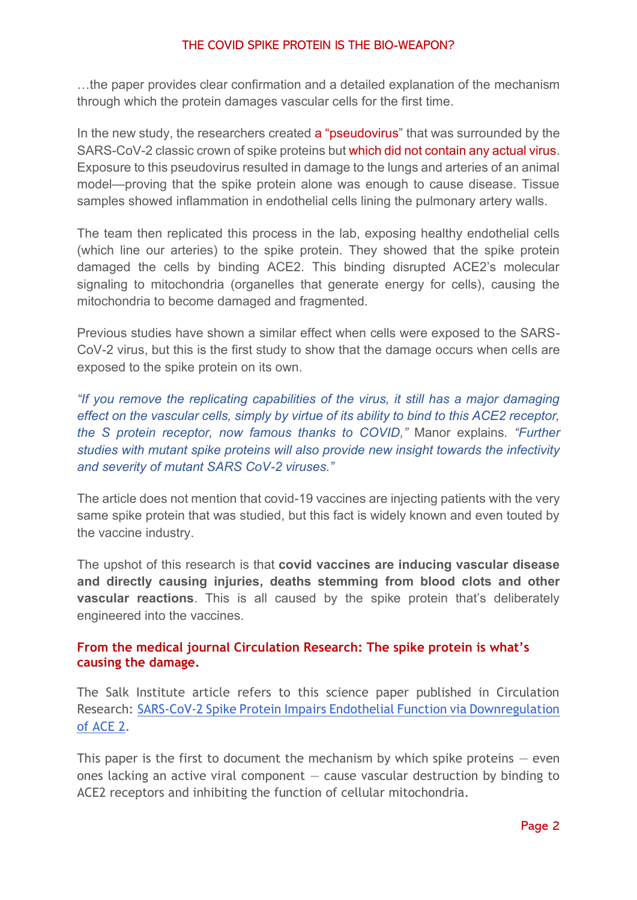…the paper provides clear confirmation and a detailed explanation of the mechanism through which the protein damages vascular cells for the first time.

In the new study, the researchers created a "pseudovirus" that was surrounded by the SARS-CoV-2 classic crown of spike proteins but which did not contain any actual virus. Exposure to this pseudovirus resulted in damage to the lungs and arteries of an animal model—proving that the spike protein alone was enough to cause disease. Tissue samples showed inflammation in endothelial cells lining the pulmonary artery walls.

The team then replicated this process in the lab, exposing healthy endothelial cells (which line our arteries) to the spike protein. They showed that the spike protein damaged the cells by binding ACE2. This binding disrupted ACE2's molecular signaling to mitochondria (organelles that generate energy for cells), causing the mitochondria to become damaged and fragmented.

Previous studies have shown a similar effect when cells were exposed to the SARS-CoV-2 virus, but this is the first study to show that the damage occurs when cells are exposed to the spike protein on its own.

*"If you remove the replicating capabilities of the virus, it still has a major damaging effect on the vascular cells, simply by virtue of its ability to bind to this ACE2 receptor, the S protein receptor, now famous thanks to COVID,"* Manor explains. *"Further studies with mutant spike proteins will also provide new insight towards the infectivity and severity of mutant SARS CoV-2 viruses."*

The article does not mention that covid-19 vaccines are injecting patients with the very same spike protein that was studied, but this fact is widely known and even touted by the vaccine industry.

The upshot of this research is that **covid vaccines are inducing vascular disease and directly causing injuries, deaths stemming from blood clots and other vascular reactions**. This is all caused by the spike protein that's deliberately engineered into the vaccines.

**From the medical journal Circulation Research: The spike protein is what's causing the damage.**

The Salk Institute article refers to this science paper published in Circulation Research: SARS-CoV-2 Spike Protein Impairs Endothelial Function via Downregulation of ACE 2.

This paper is the first to document the mechanism by which spike proteins — even ones lacking an active viral component — cause vascular destruction by binding to ACE2 receptors and inhibiting the function of cellular mitochondria.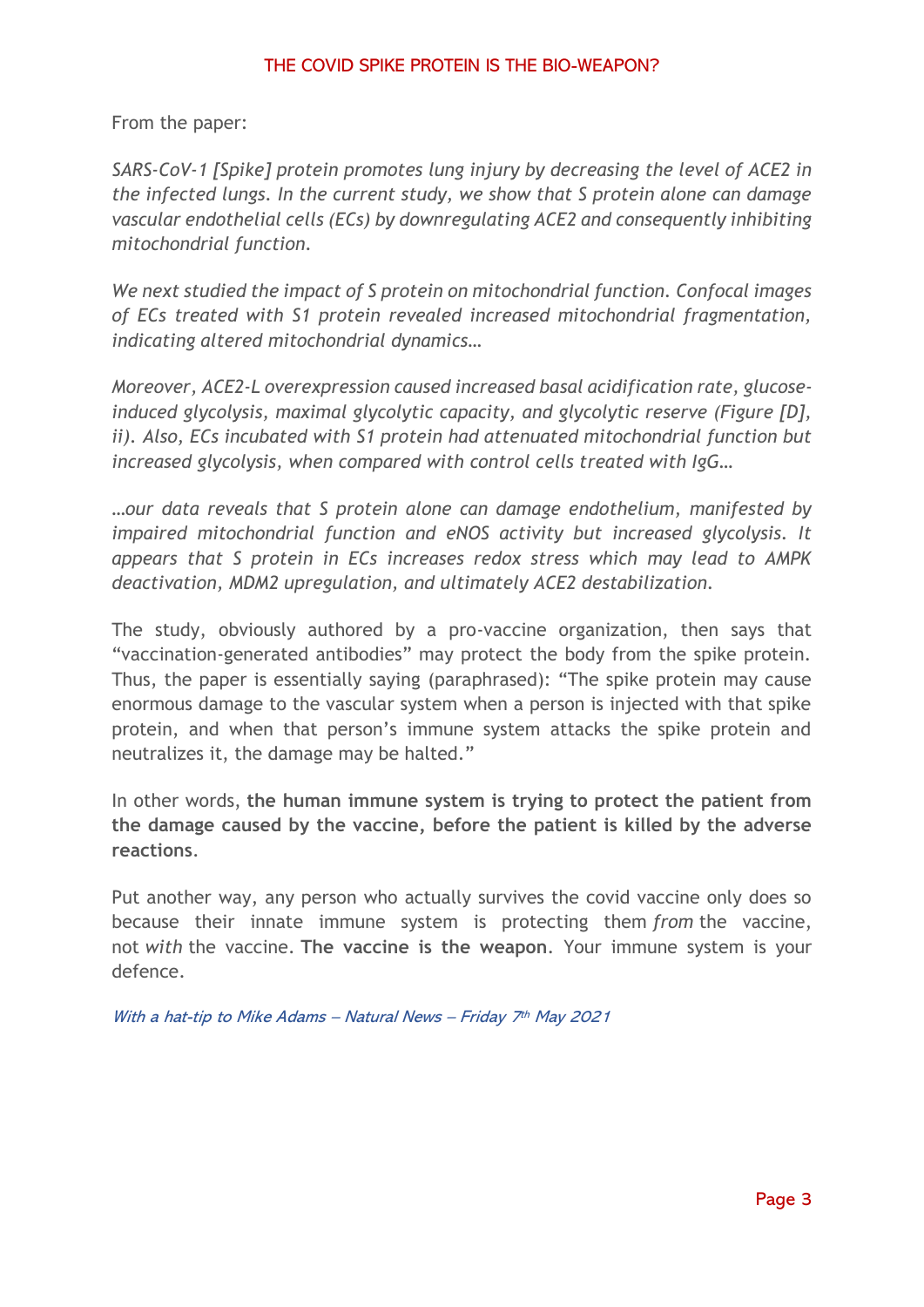From the paper:

*SARS-CoV-1 [Spike] protein promotes lung injury by decreasing the level of ACE2 in the infected lungs. In the current study, we show that S protein alone can damage vascular endothelial cells (ECs) by downregulating ACE2 and consequently inhibiting mitochondrial function.*

*We next studied the impact of S protein on mitochondrial function. Confocal images of ECs treated with S1 protein revealed increased mitochondrial fragmentation, indicating altered mitochondrial dynamics…*

*Moreover, ACE2-L overexpression caused increased basal acidification rate, glucose-induced glycolysis, maximal glycolytic capacity, and glycolytic reserve (Figure [D], ii). Also, ECs incubated with S1 protein had attenuated mitochondrial function but increased glycolysis, when compared with control cells treated with IgG…*

*…our data reveals that S protein alone can damage endothelium, manifested by impaired mitochondrial function and eNOS activity but increased glycolysis. It appears that S protein in ECs increases redox stress which may lead to AMPK deactivation, MDM2 upregulation, and ultimately ACE2 destabilization.*

The study, obviously authored by a pro-vaccine organization, then says that "vaccination-generated antibodies" may protect the body from the spike protein. Thus, the paper is essentially saying (paraphrased): "The spike protein may cause enormous damage to the vascular system when a person is injected with that spike protein, and when that person's immune system attacks the spike protein and neutralizes it, the damage may be halted."

In other words, **the human immune system is trying to protect the patient from the damage caused by the vaccine, before the patient is killed by the adverse reactions**.

Put another way, any person who actually survives the covid vaccine only does so because their innate immune system is protecting them *from* the vaccine, not *with* the vaccine. **The vaccine is the weapon**. Your immune system is your defence.

*With a hat-tip to Mike Adams – Natural News – Friday 7th May 2021*